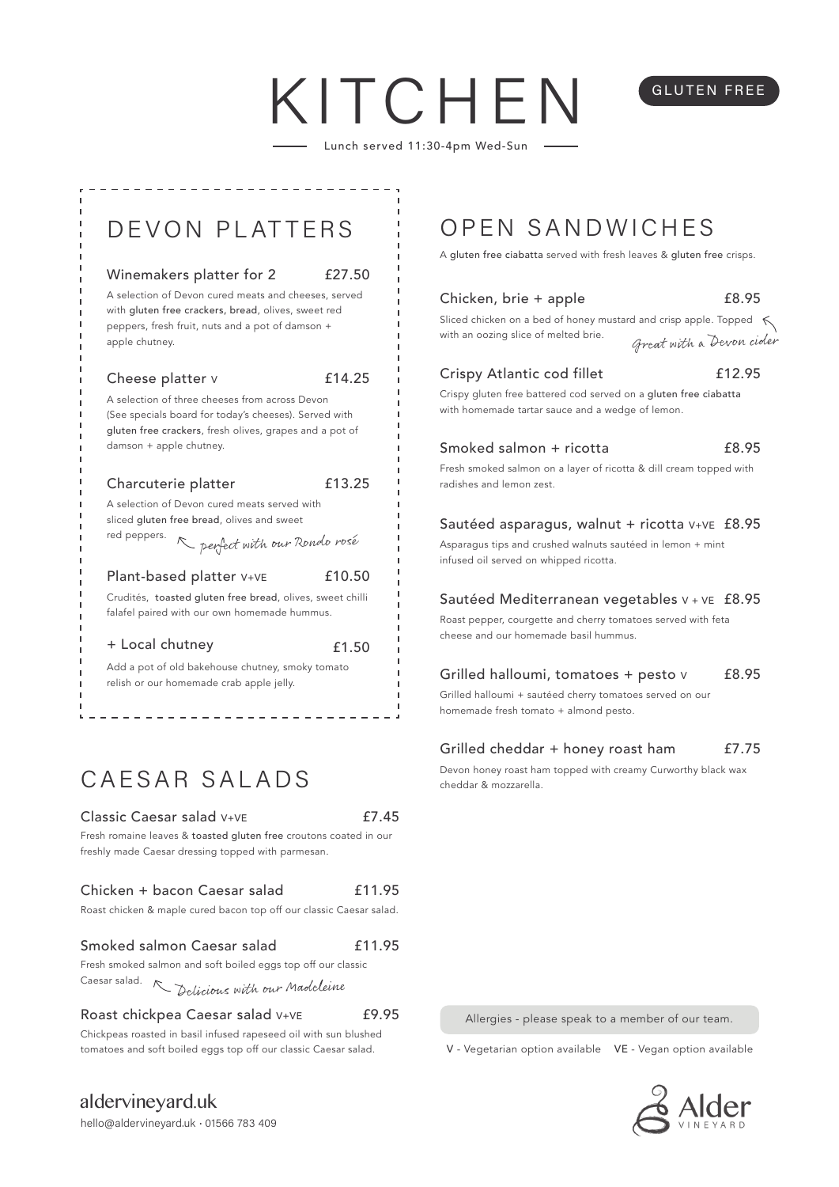# KITCHEN

GLUTEN FREE

Lunch served 11:30-4pm Wed-Sun

## DEVON PLATTERS

### Winemakers platter for 2 — £27.50

A selection of Devon cured meats and cheeses, served with gluten free crackers, bread, olives, sweet red peppers, fresh fruit, nuts and a pot of damson + apple chutney.

### Cheese platter V — £14.25

A selection of three cheeses from across Devon (See specials board for today's cheeses). Served with gluten free crackers, fresh olives, grapes and a pot of damson + apple chutney.

### Charcuterie platter — £13.25

A selection of Devon cured meats served with sliced gluten free bread, olives and sweet red peppers.

*perfect with our Rondo rosé*

### Plant-based platter V+VE — £10.50

Crudités, toasted gluten free bread, olives, sweet chilli falafel paired with our own homemade hummus.

### + Local chutney — £1.50

Add a pot of old bakehouse chutney, smoky tomato relish or our homemade crab apple jelly.

## CAESAR SALADS

### Classic Caesar salad V+VE — £7.45

Fresh romaine leaves & toasted gluten free croutons coated in our freshly made Caesar dressing topped with parmesan.

### Chicken + bacon Caesar salad — £11.95

Roast chicken & maple cured bacon top off our classic Caesar salad.

### Smoked salmon Caesar salad — £11.95

Fresh smoked salmon and soft boiled eggs top off our classic Caesar salad.

*Delicious with our Madeleine*

### Roast chickpea Caesar salad V+VE — £9.95

Chickpeas roasted in basil infused rapeseed oil with sun blushed tomatoes and soft boiled eggs top off our classic Caesar salad.

## OPEN SANDWICHES

A gluten free ciabatta served with fresh leaves & gluten free crisps.

### Chicken, brie + apple — £8.95

Sliced chicken on a bed of honey mustard and crisp apple. Topped with an oozing slice of melted brie.

*Great with a Devon cider*

### Crispy Atlantic cod fillet — £12.95

Crispy gluten free battered cod served on a gluten free ciabatta with homemade tartar sauce and a wedge of lemon.

### Smoked salmon + ricotta — £8.95

Fresh smoked salmon on a layer of ricotta & dill cream topped with radishes and lemon zest.

### Sautéed asparagus, walnut + ricotta V+VE — £8.95

Asparagus tips and crushed walnuts sautéed in lemon + mint infused oil served on whipped ricotta.

### Sautéed Mediterranean vegetables V + VE — £8.95

Roast pepper, courgette and cherry tomatoes served with feta cheese and our homemade basil hummus.

### Grilled halloumi, tomatoes + pesto V — £8.95

Grilled halloumi + sautéed cherry tomatoes served on our homemade fresh tomato + almond pesto.

### Grilled cheddar + honey roast ham — £7.75

Devon honey roast ham topped with creamy Curworthy black wax cheddar & mozzarella.

Allergies - please speak to a member of our team.

V - Vegetarian option available VE - Vegan option available

aldervineyard.uk

hello@aldervineyard.uk · 01566 783 409

Alder VINEYARD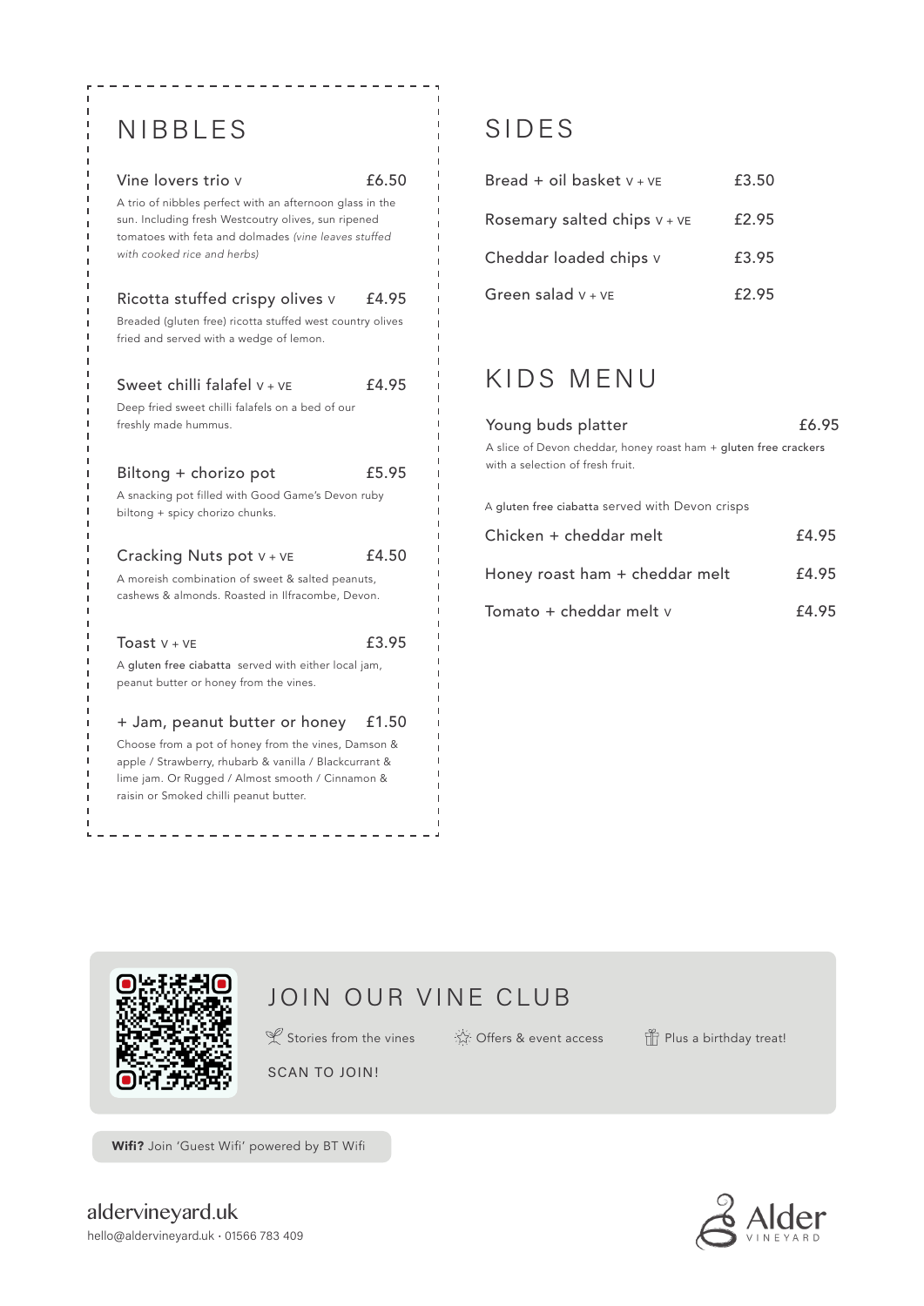## NIBBLES

**Vine lovers trio** V — £6.50

A trio of nibbles perfect with an afternoon glass in the sun. Including fresh Westcoutry olives, sun ripened tomatoes with feta and dolmades *(vine leaves stuffed with cooked rice and herbs)*

**Ricotta stuffed crispy olives** V — £4.95

Breaded (gluten free) ricotta stuffed west country olives fried and served with a wedge of lemon.

**Sweet chilli falafel** V + VE — £4.95

Deep fried sweet chilli falafels on a bed of our freshly made hummus.

**Biltong + chorizo pot** — £5.95

A snacking pot filled with Good Game's Devon ruby biltong + spicy chorizo chunks.

**Cracking Nuts pot** V + VE — £4.50

A moreish combination of sweet & salted peanuts, cashews & almonds. Roasted in Ilfracombe, Devon.

**Toast** V + VE — £3.95

A gluten free ciabatta served with either local jam, peanut butter or honey from the vines.

**+ Jam, peanut butter or honey** — £1.50

Choose from a pot of honey from the vines, Damson & apple / Strawberry, rhubarb & vanilla / Blackcurrant & lime jam. Or Rugged / Almost smooth / Cinnamon & raisin or Smoked chilli peanut butter.

## SIDES

| | |
|---|---|
| Bread + oil basket V + VE | £3.50 |
| Rosemary salted chips V + VE | £2.95 |
| Cheddar loaded chips V | £3.95 |
| Green salad V + VE | £2.95 |

## KIDS MENU

**Young buds platter** — £6.95

A slice of Devon cheddar, honey roast ham + gluten free crackers with a selection of fresh fruit.

A gluten free ciabatta served with Devon crisps

| | |
|---|---|
| Chicken + cheddar melt | £4.95 |
| Honey roast ham + cheddar melt | £4.95 |
| Tomato + cheddar melt V | £4.95 |

## JOIN OUR VINE CLUB

Stories from the vines · Offers & event access · Plus a birthday treat!

SCAN TO JOIN!

**Wifi?** Join 'Guest Wifi' powered by BT Wifi

aldervineyard.uk

hello@aldervineyard.uk · 01566 783 409

Alder VINEYARD